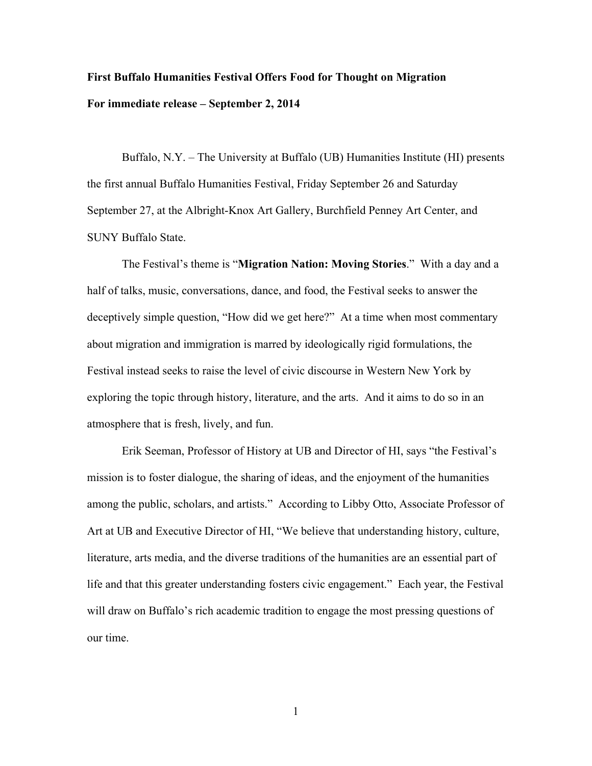**First Buffalo Humanities Festival Offers Food for Thought on Migration**

**For immediate release – September 2, 2014**

Buffalo, N.Y. – The University at Buffalo (UB) Humanities Institute (HI) presents the first annual Buffalo Humanities Festival, Friday September 26 and Saturday September 27, at the Albright-Knox Art Gallery, Burchfield Penney Art Center, and SUNY Buffalo State.

The Festival's theme is "**Migration Nation: Moving Stories**." With a day and a half of talks, music, conversations, dance, and food, the Festival seeks to answer the deceptively simple question, "How did we get here?" At a time when most commentary about migration and immigration is marred by ideologically rigid formulations, the Festival instead seeks to raise the level of civic discourse in Western New York by exploring the topic through history, literature, and the arts. And it aims to do so in an atmosphere that is fresh, lively, and fun.

Erik Seeman, Professor of History at UB and Director of HI, says "the Festival's mission is to foster dialogue, the sharing of ideas, and the enjoyment of the humanities among the public, scholars, and artists." According to Libby Otto, Associate Professor of Art at UB and Executive Director of HI, "We believe that understanding history, culture, literature, arts media, and the diverse traditions of the humanities are an essential part of life and that this greater understanding fosters civic engagement." Each year, the Festival will draw on Buffalo's rich academic tradition to engage the most pressing questions of our time.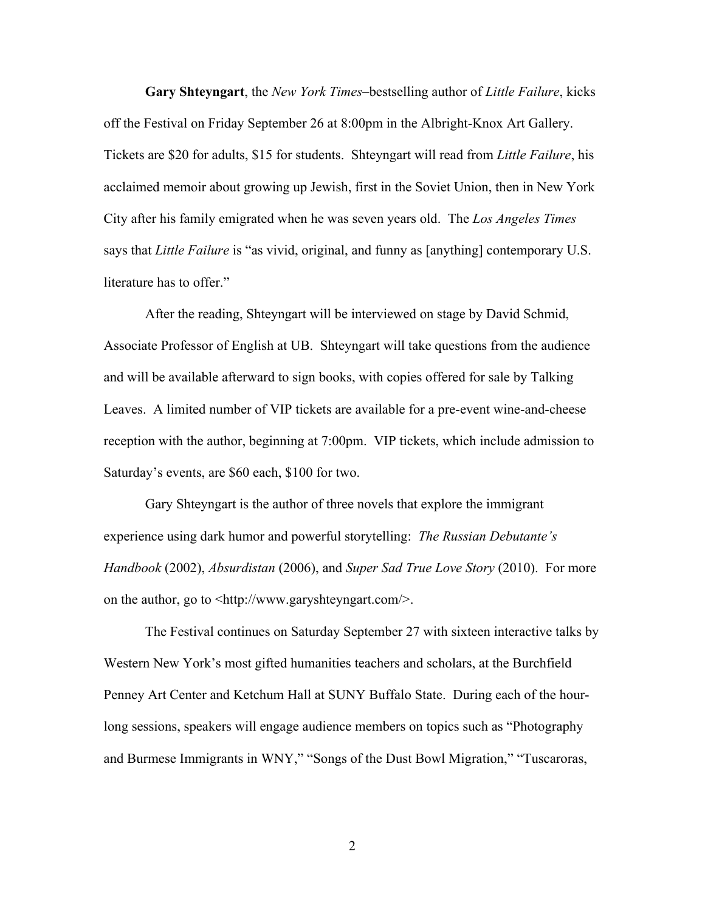**Gary Shteyngart**, the *New York Times*–bestselling author of *Little Failure*, kicks off the Festival on Friday September 26 at 8:00pm in the Albright-Knox Art Gallery. Tickets are $20 for adults, $15 for students. Shteyngart will read from *Little Failure*, his acclaimed memoir about growing up Jewish, first in the Soviet Union, then in New York City after his family emigrated when he was seven years old. The *Los Angeles Times* says that *Little Failure* is "as vivid, original, and funny as [anything] contemporary U.S. literature has to offer."

After the reading, Shteyngart will be interviewed on stage by David Schmid, Associate Professor of English at UB. Shteyngart will take questions from the audience and will be available afterward to sign books, with copies offered for sale by Talking Leaves. A limited number of VIP tickets are available for a pre-event wine-and-cheese reception with the author, beginning at 7:00pm. VIP tickets, which include admission to Saturday's events, are $60 each, $100 for two.

Gary Shteyngart is the author of three novels that explore the immigrant experience using dark humor and powerful storytelling: *The Russian Debutante's Handbook* (2002), *Absurdistan* (2006), and *Super Sad True Love Story* (2010). For more on the author, go to <http://www.garyshteyngart.com/>.

The Festival continues on Saturday September 27 with sixteen interactive talks by Western New York's most gifted humanities teachers and scholars, at the Burchfield Penney Art Center and Ketchum Hall at SUNY Buffalo State. During each of the hour-long sessions, speakers will engage audience members on topics such as "Photography and Burmese Immigrants in WNY," "Songs of the Dust Bowl Migration," "Tuscaroras,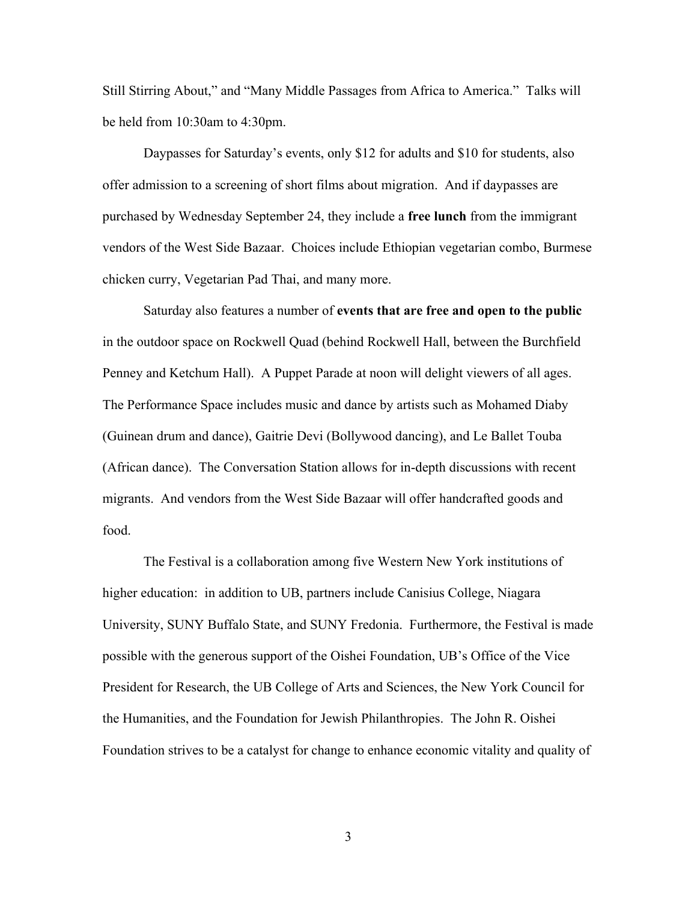Still Stirring About," and "Many Middle Passages from Africa to America." Talks will be held from 10:30am to 4:30pm.

Daypasses for Saturday's events, only $12 for adults and $10 for students, also offer admission to a screening of short films about migration. And if daypasses are purchased by Wednesday September 24, they include a **free lunch** from the immigrant vendors of the West Side Bazaar. Choices include Ethiopian vegetarian combo, Burmese chicken curry, Vegetarian Pad Thai, and many more.

Saturday also features a number of **events that are free and open to the public** in the outdoor space on Rockwell Quad (behind Rockwell Hall, between the Burchfield Penney and Ketchum Hall). A Puppet Parade at noon will delight viewers of all ages. The Performance Space includes music and dance by artists such as Mohamed Diaby (Guinean drum and dance), Gaitrie Devi (Bollywood dancing), and Le Ballet Touba (African dance). The Conversation Station allows for in-depth discussions with recent migrants. And vendors from the West Side Bazaar will offer handcrafted goods and food.

The Festival is a collaboration among five Western New York institutions of higher education: in addition to UB, partners include Canisius College, Niagara University, SUNY Buffalo State, and SUNY Fredonia. Furthermore, the Festival is made possible with the generous support of the Oishei Foundation, UB's Office of the Vice President for Research, the UB College of Arts and Sciences, the New York Council for the Humanities, and the Foundation for Jewish Philanthropies. The John R. Oishei Foundation strives to be a catalyst for change to enhance economic vitality and quality of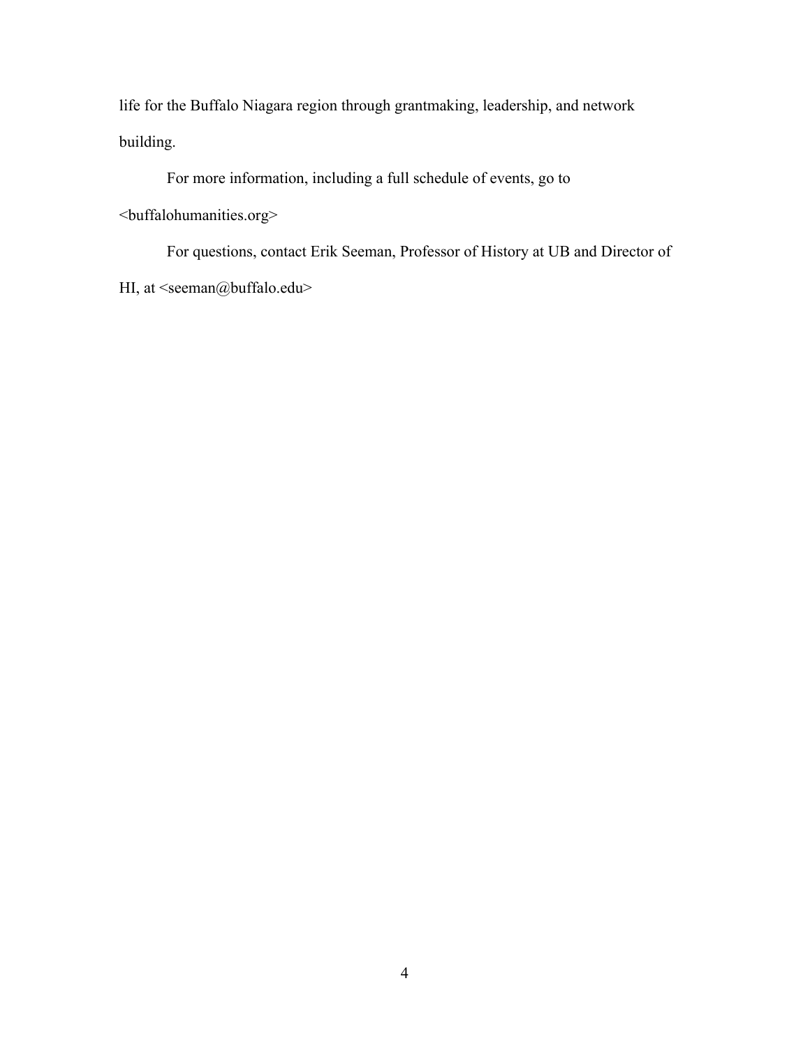life for the Buffalo Niagara region through grantmaking, leadership, and network building.

For more information, including a full schedule of events, go to <buffalohumanities.org>

For questions, contact Erik Seeman, Professor of History at UB and Director of HI, at <seeman@buffalo.edu>